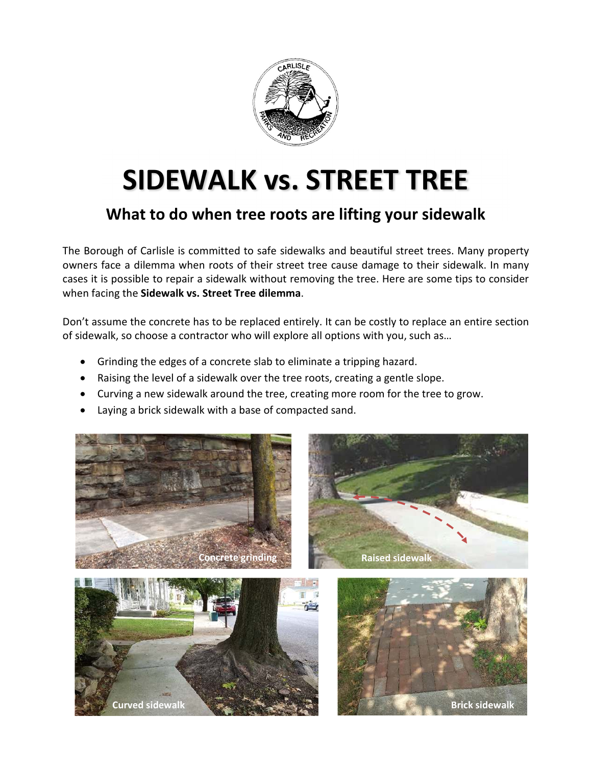# SIDEWALK vs. STREET TREE

## What to do when tree roots are lifting your sidewalk

The Borough of Carlisle is committed to safe sidewalks and beautiful street trees. Many property owners face a dilemma when roots of their street tree cause damage to their sidewalk. In many cases it is possible to repair a sidewalk without removing the tree. Here are some tips to consider when facing the **Sidewalk vs. Street Tree dilemma**.

Don't assume the concrete has to be replaced entirely. It can be costly to replace an entire section of sidewalk, so choose a contractor who will explore all options with you, such as…

- Grinding the edges of a concrete slab to eliminate a tripping hazard.
- Raising the level of a sidewalk over the tree roots, creating a gentle slope.
- Curving a new sidewalk around the tree, creating more room for the tree to grow.
- Laying a brick sidewalk with a base of compacted sand.

Concrete grinding

Raised sidewalk

Curved sidewalk

Brick sidewalk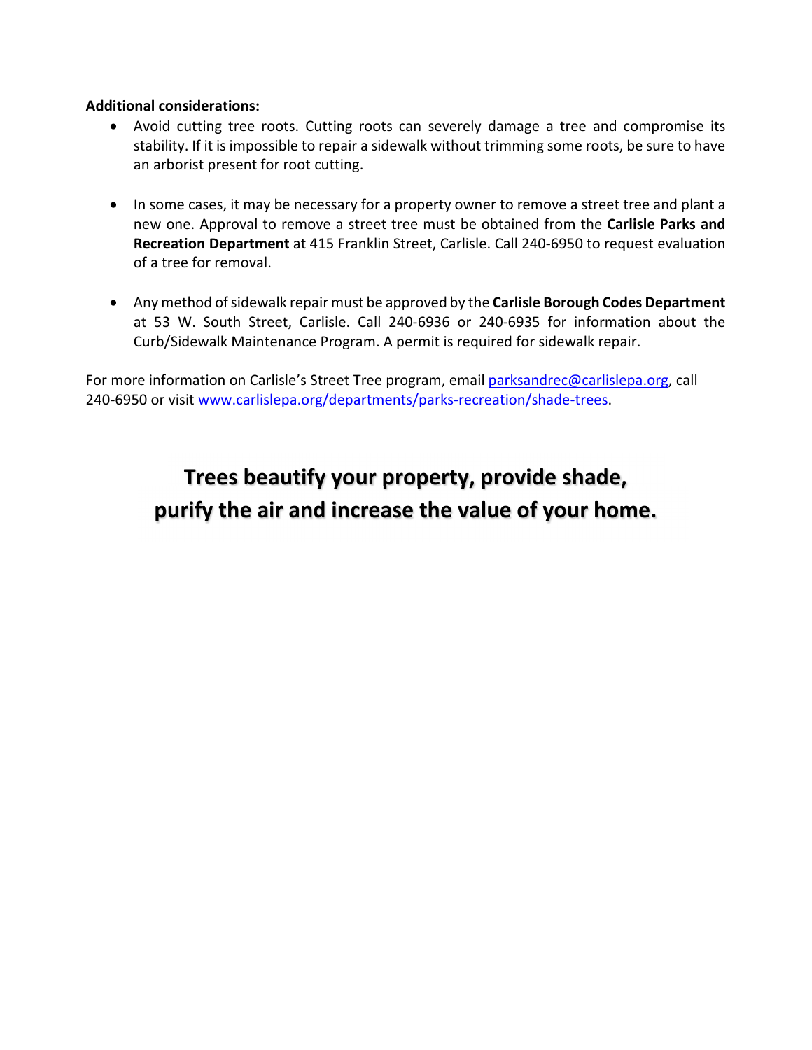**Additional considerations:**

- Avoid cutting tree roots. Cutting roots can severely damage a tree and compromise its stability. If it is impossible to repair a sidewalk without trimming some roots, be sure to have an arborist present for root cutting.

- In some cases, it may be necessary for a property owner to remove a street tree and plant a new one. Approval to remove a street tree must be obtained from the **Carlisle Parks and Recreation Department** at 415 Franklin Street, Carlisle. Call 240-6950 to request evaluation of a tree for removal.

- Any method of sidewalk repair must be approved by the **Carlisle Borough Codes Department** at 53 W. South Street, Carlisle. Call 240-6936 or 240-6935 for information about the Curb/Sidewalk Maintenance Program. A permit is required for sidewalk repair.

For more information on Carlisle's Street Tree program, email parksandrec@carlislepa.org, call 240-6950 or visit www.carlislepa.org/departments/parks-recreation/shade-trees.

## Trees beautify your property, provide shade, purify the air and increase the value of your home.